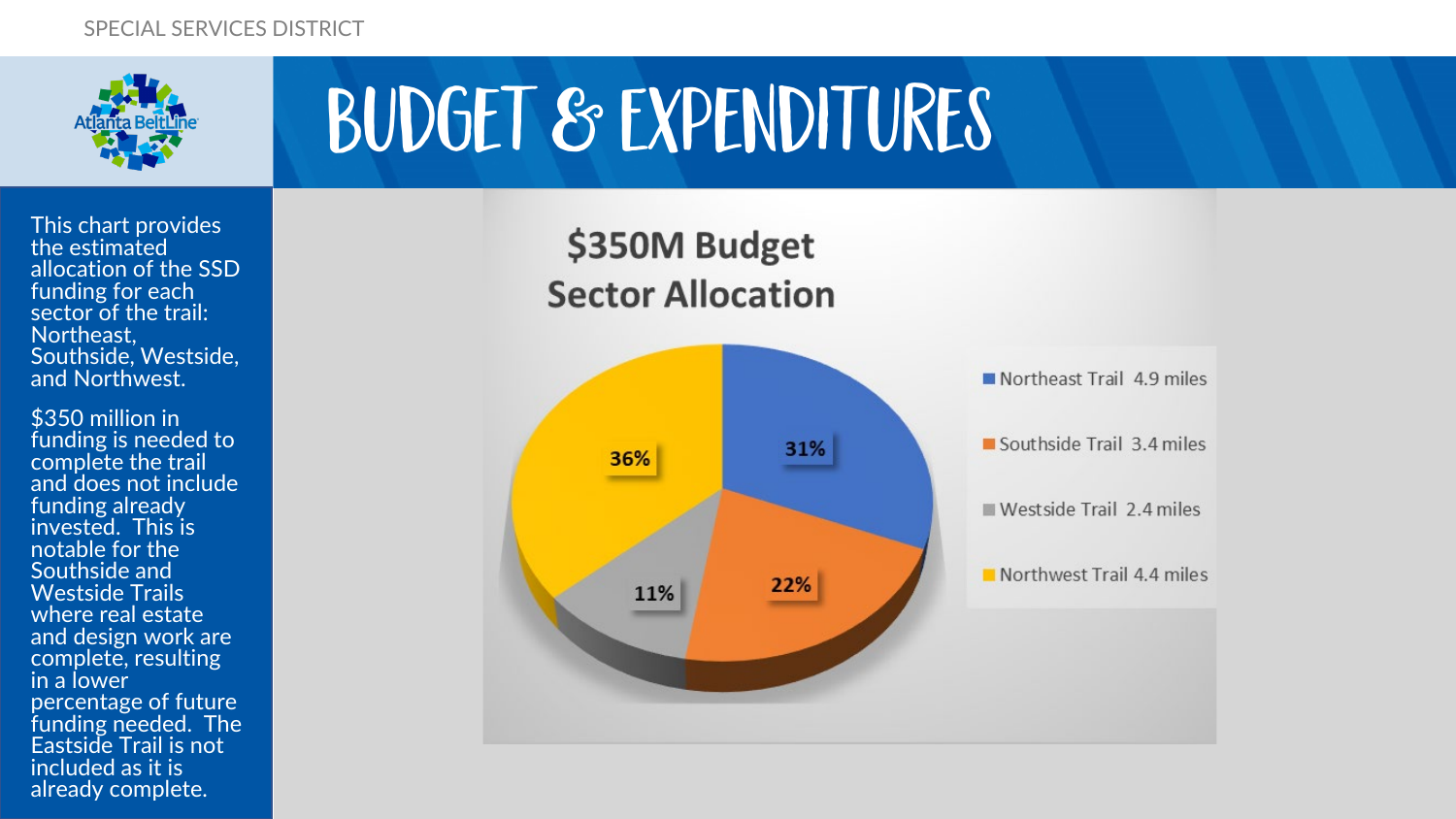# BUDGET & EXPENDITURES

This chart provides the estimated allocation of the SSD funding for each sector of the trail: Northeast, Southside, Westside, and Northwest.

$350 million in funding is needed to complete the trail and does not include funding already invested. This is notable for the Southside and Westside Trails where real estate and design work are complete, resulting in a lower percentage of future funding needed. The Eastside Trail is not included as it is already complete.

## $350M Budget Sector Allocation

| Sector | Length | Allocation |
|---|---|---|
| Northeast Trail | 4.9 miles | 31% |
| Southside Trail | 3.4 miles | 22% |
| Westside Trail | 2.4 miles | 11% |
| Northwest Trail | 4.4 miles | 36% |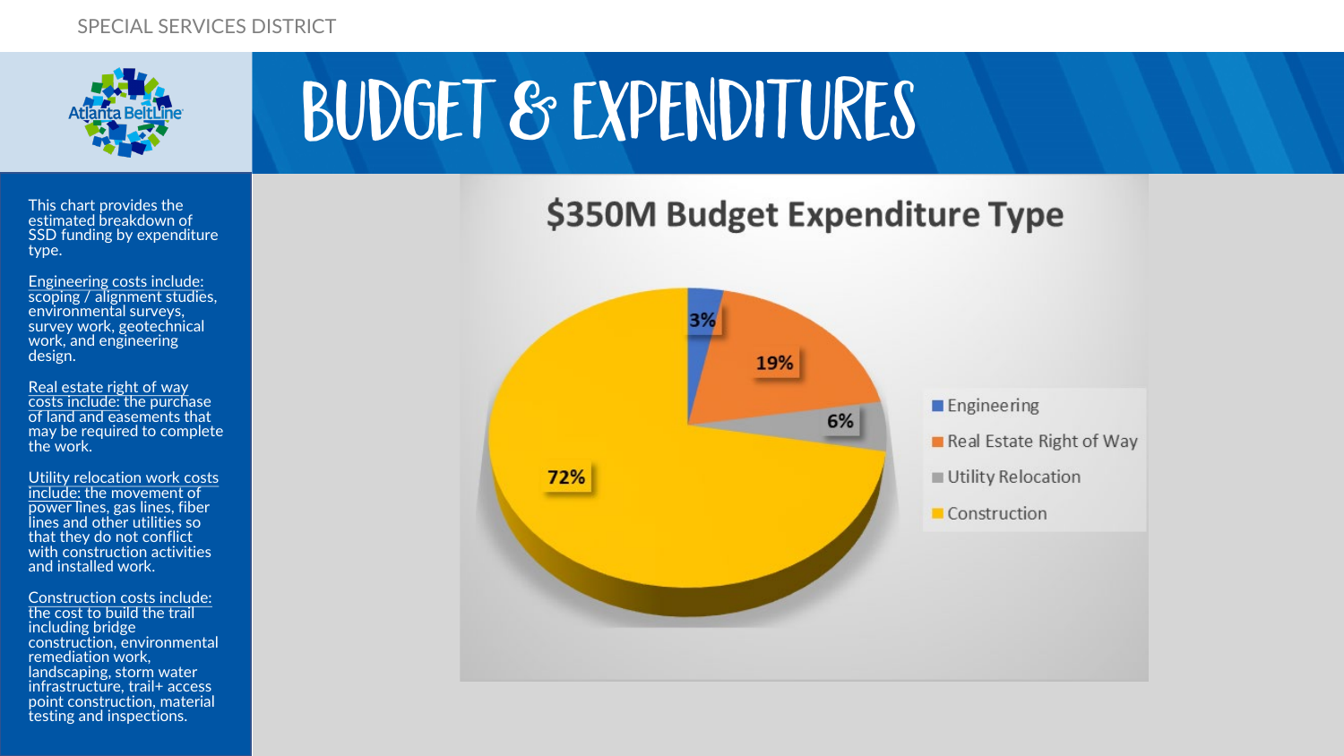# BUDGET & EXPENDITURES

This chart provides the estimated breakdown of SSD funding by expenditure type.

Engineering costs include: scoping / alignment studies, environmental surveys, survey work, geotechnical work, and engineering design.

Real estate right of way costs include: the purchase of land and easements that may be required to complete the work.

Utility relocation work costs include: the movement of power lines, gas lines, fiber lines and other utilities so that they do not conflict with construction activities and installed work.

Construction costs include: the cost to build the trail including bridge construction, environmental remediation work, landscaping, storm water infrastructure, trail+ access point construction, material testing and inspections.

## $350M Budget Expenditure Type

| Expenditure Type | Share |
|---|---|
| Engineering | 3% |
| Real Estate Right of Way | 19% |
| Utility Relocation | 6% |
| Construction | 72% |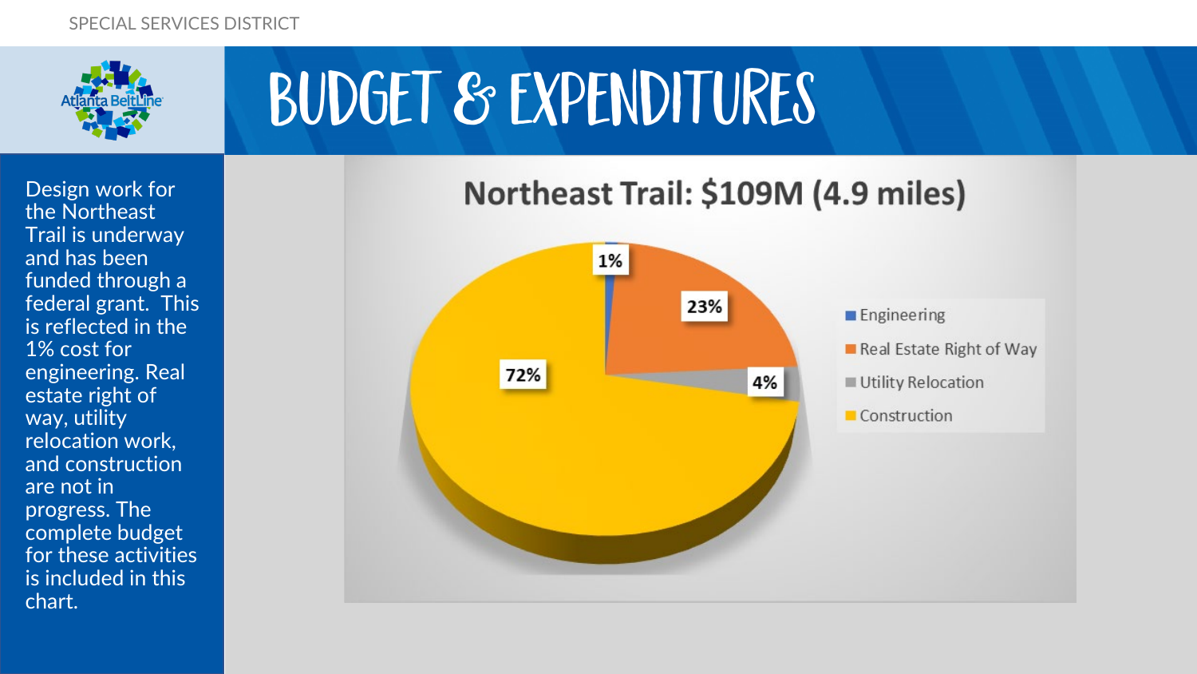# BUDGET & EXPENDITURES

Design work for the Northeast Trail is underway and has been funded through a federal grant. This is reflected in the 1% cost for engineering. Real estate right of way, utility relocation work, and construction are not in progress. The complete budget for these activities is included in this chart.

## Northeast Trail: $109M (4.9 miles)

| Category | Share |
| --- | --- |
| Engineering | 1% |
| Real Estate Right of Way | 23% |
| Utility Relocation | 4% |
| Construction | 72% |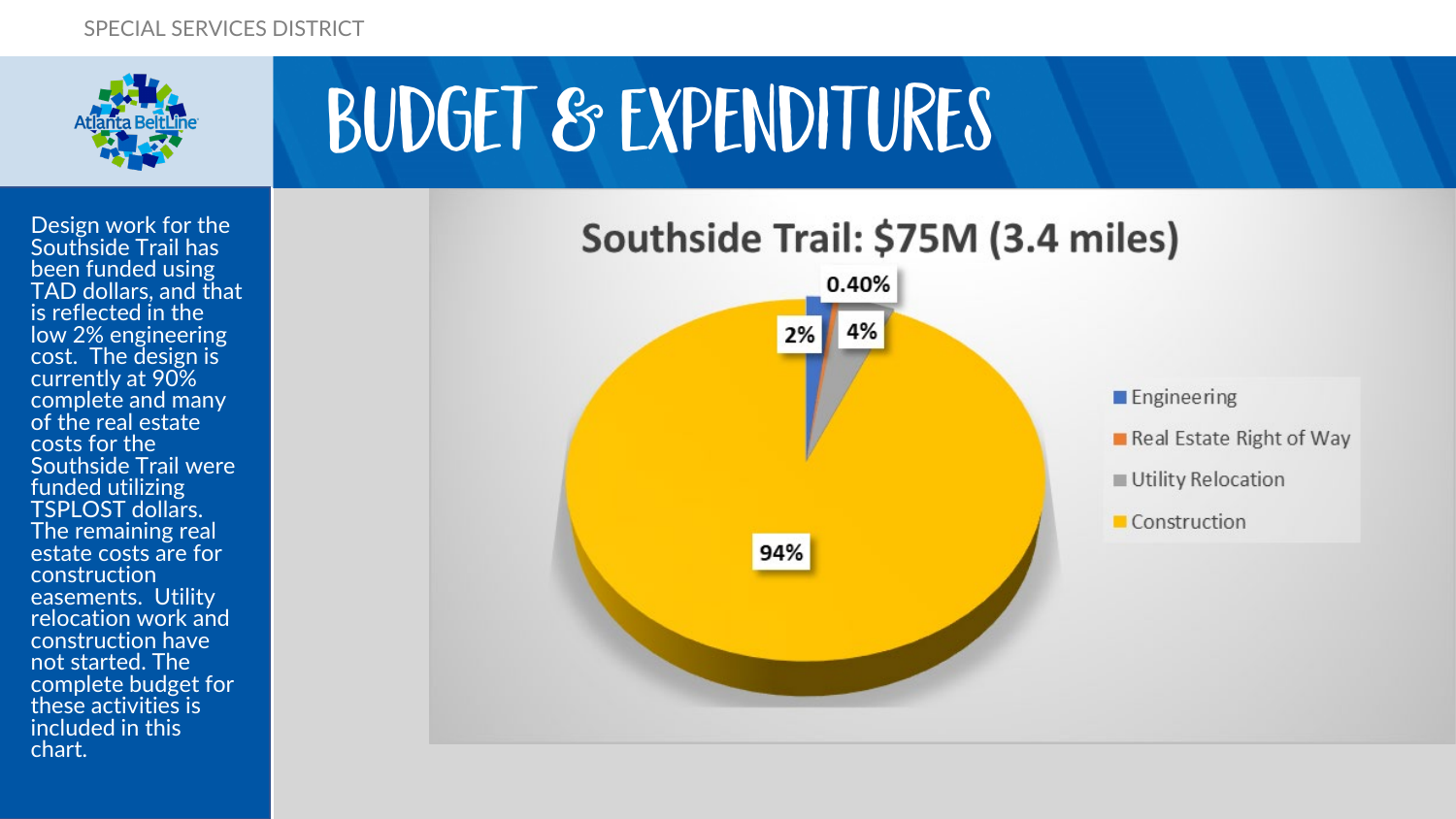# BUDGET & EXPENDITURES

Design work for the Southside Trail has been funded using TAD dollars, and that is reflected in the low 2% engineering cost. The design is currently at 90% complete and many of the real estate costs for the Southside Trail were funded utilizing TSPLOST dollars. The remaining real estate costs are for construction easements. Utility relocation work and construction have not started. The complete budget for these activities is included in this chart.

## Southside Trail: $75M (3.4 miles)

| Category | Share |
|---|---|
| Engineering | 2% |
| Real Estate Right of Way | 0.40% |
| Utility Relocation | 4% |
| Construction | 94% |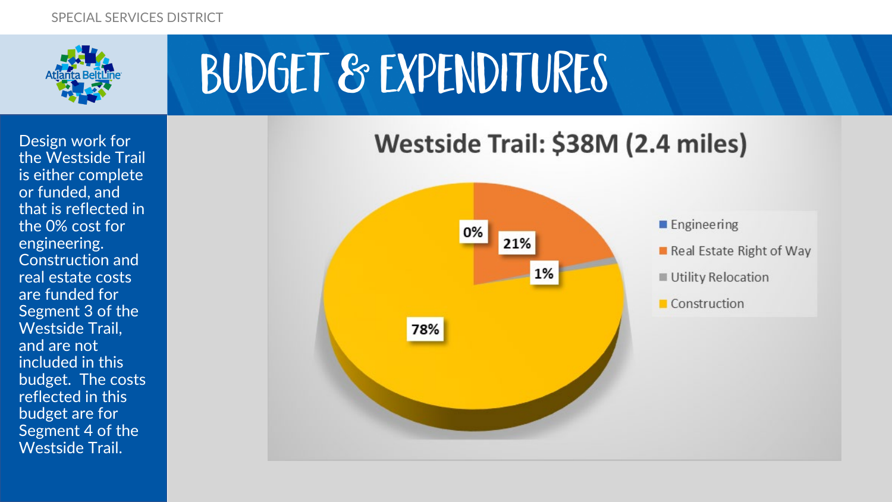# BUDGET & EXPENDITURES

Design work for the Westside Trail is either complete or funded, and that is reflected in the 0% cost for engineering. Construction and real estate costs are funded for Segment 3 of the Westside Trail, and are not included in this budget. The costs reflected in this budget are for Segment 4 of the Westside Trail.

## Westside Trail: $38M (2.4 miles)

| Category | Share |
| --- | --- |
| Engineering | 0% |
| Real Estate Right of Way | 21% |
| Utility Relocation | 1% |
| Construction | 78% |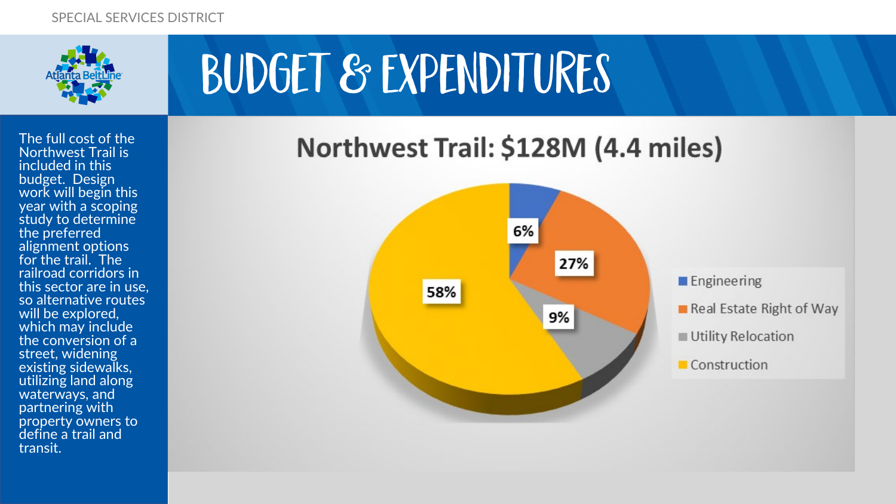# BUDGET & EXPENDITURES

The full cost of the Northwest Trail is included in this budget. Design work will begin this year with a scoping study to determine the preferred alignment options for the trail. The railroad corridors in this sector are in use, so alternative routes will be explored, which may include the conversion of a street, widening existing sidewalks, utilizing land along waterways, and partnering with property owners to define a trail and transit.

## Northwest Trail: $128M (4.4 miles)

6%
27%
9%
58%

Engineering
Real Estate Right of Way
Utility Relocation
Construction